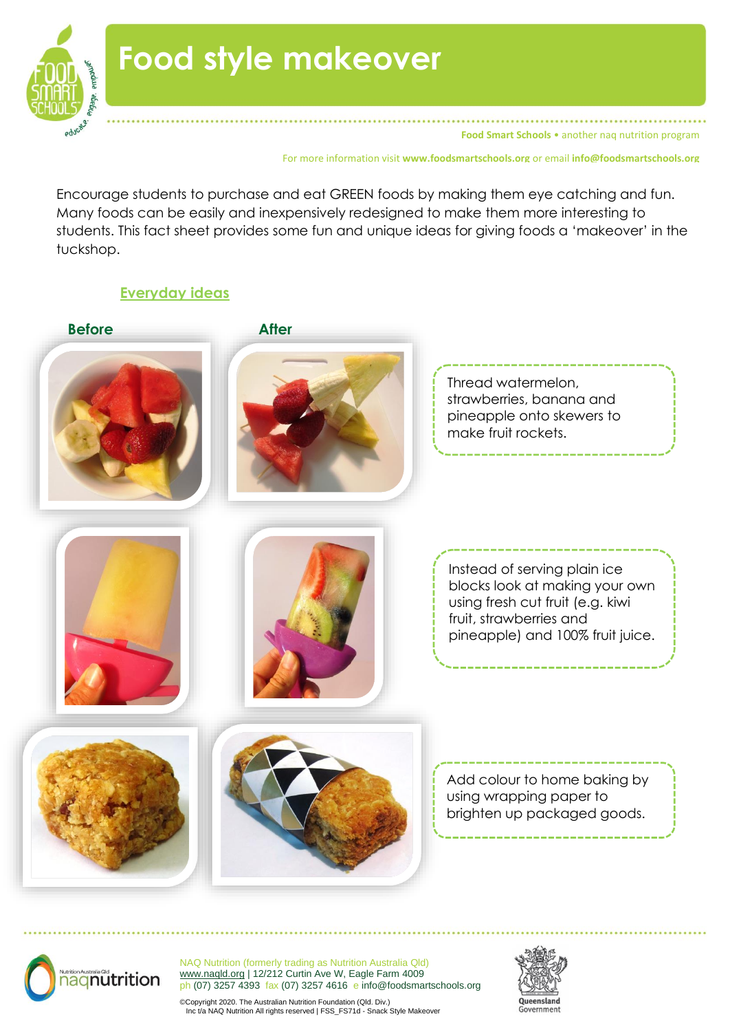# Food style makeover

Food Smart Schools • another naq nutrition program

For more information visit **www.foodsmartschools.org** or email **info@foodsmartschools.org**

Encourage students to purchase and eat GREEN foods by making them eye catching and fun. Many foods can be easily and inexpensively redesigned to make them more interesting to students. This fact sheet provides some fun and unique ideas for giving foods a 'makeover' in the tuckshop.

## Everyday ideas

**Before** | **After**

Thread watermelon, strawberries, banana and pineapple onto skewers to make fruit rockets.

Instead of serving plain ice blocks look at making your own using fresh cut fruit (e.g. kiwi fruit, strawberries and pineapple) and 100% fruit juice.

Add colour to home baking by using wrapping paper to brighten up packaged goods.

NAQ Nutrition (formerly trading as Nutrition Australia Qld)
www.naqld.org | 12/212 Curtin Ave W, Eagle Farm 4009
ph (07) 3257 4393 fax (07) 3257 4616 e info@foodsmartschools.org

©Copyright 2020. The Australian Nutrition Foundation (Qld. Div.) Inc t/a NAQ Nutrition All rights reserved | FSS_FS71d - Snack Style Makeover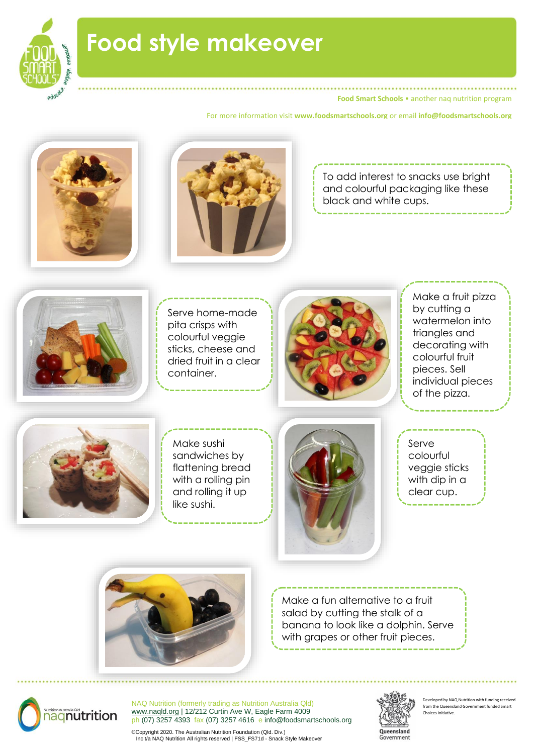# Food style makeover

**Food Smart Schools** • another naq nutrition program

For more information visit **www.foodsmartschools.org** or email **info@foodsmartschools.org**

To add interest to snacks use bright and colourful packaging like these black and white cups.

Serve home-made pita crisps with colourful veggie sticks, cheese and dried fruit in a clear container.

Make a fruit pizza by cutting a watermelon into triangles and decorating with colourful fruit pieces. Sell individual pieces of the pizza.

Make sushi sandwiches by flattening bread with a rolling pin and rolling it up like sushi.

Serve colourful veggie sticks with dip in a clear cup.

Make a fun alternative to a fruit salad by cutting the stalk of a banana to look like a dolphin. Serve with grapes or other fruit pieces.

NAQ Nutrition (formerly trading as Nutrition Australia Qld)
www.naqld.org | 12/212 Curtin Ave W, Eagle Farm 4009
ph (07) 3257 4393 fax (07) 3257 4616 e info@foodsmartschools.org

©Copyright 2020. The Australian Nutrition Foundation (Qld. Div.)
Inc t/a NAQ Nutrition All rights reserved | FSS_FS71d - Snack Style Makeover

Developed by NAQ Nutrition with funding received from the Queensland Government funded Smart Choices Initiative.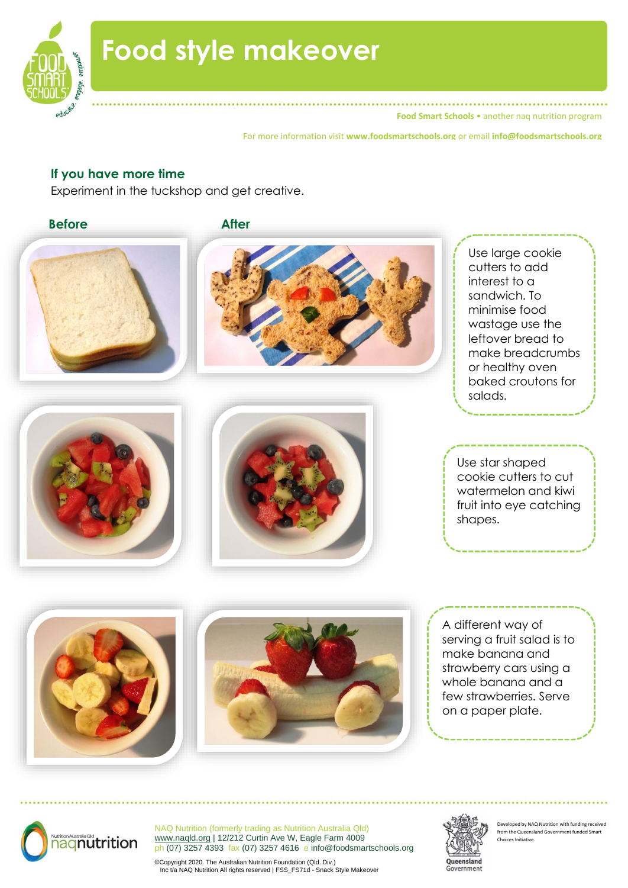# Food style makeover

## If you have more time

Experiment in the tuckshop and get creative.

**Before** | **After**

Use large cookie cutters to add interest to a sandwich. To minimise food wastage use the leftover bread to make breadcrumbs or healthy oven baked croutons for salads.

Use star shaped cookie cutters to cut watermelon and kiwi fruit into eye catching shapes.

A different way of serving a fruit salad is to make banana and strawberry cars using a whole banana and a few strawberries. Serve on a paper plate.

NAQ Nutrition (formerly trading as Nutrition Australia Qld)
www.naqld.org | 12/212 Curtin Ave W, Eagle Farm 4009
ph (07) 3257 4393 fax (07) 3257 4616 e info@foodsmartschools.org

©Copyright 2020. The Australian Nutrition Foundation (Qld. Div.) Inc t/a NAQ Nutrition All rights reserved | FSS_FS71d - Snack Style Makeover

Developed by NAQ Nutrition with funding received from the Queensland Government funded Smart Choices Initiative.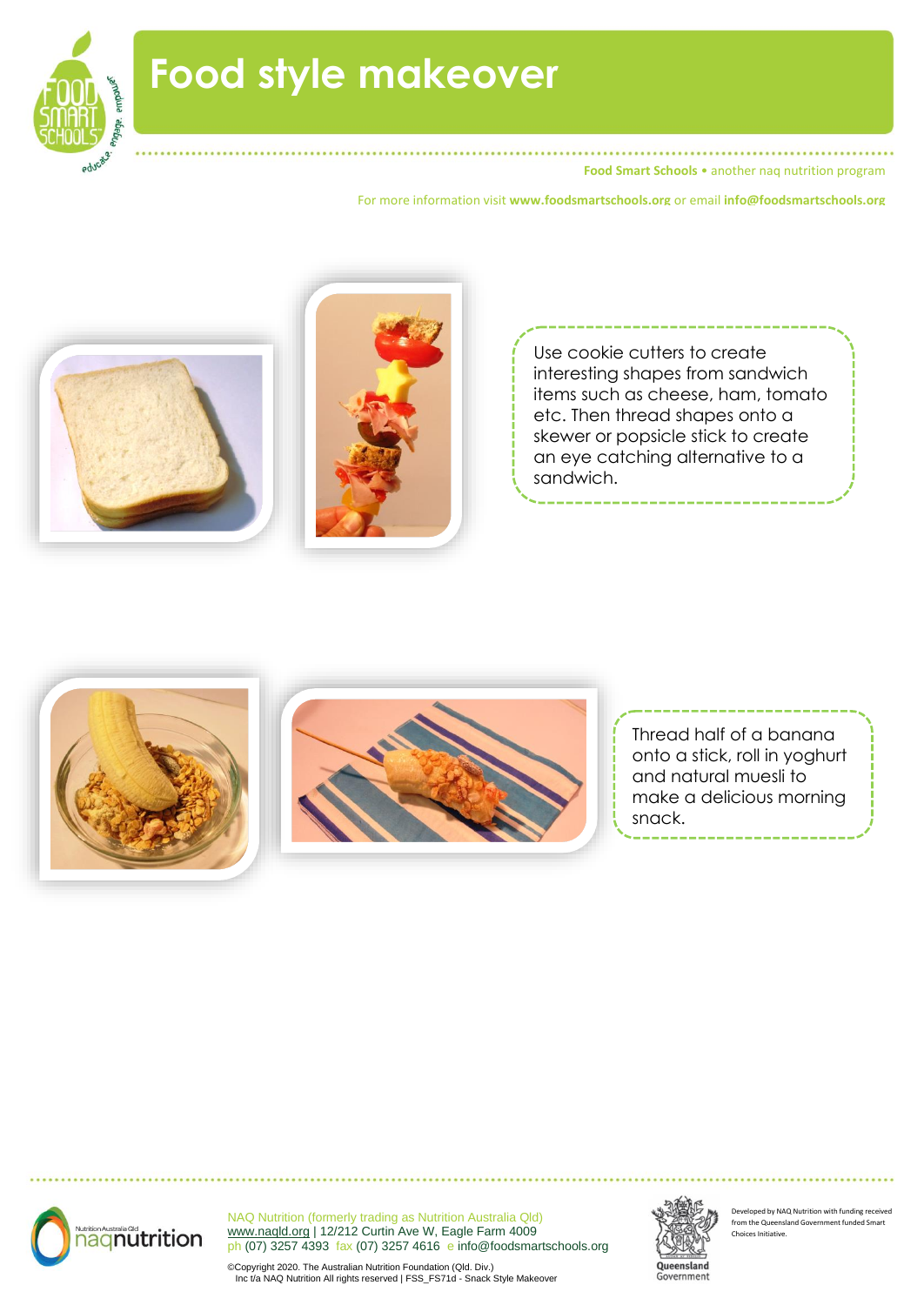# Food style makeover

**Food Smart Schools** • another naq nutrition program

For more information visit **www.foodsmartschools.org** or email **info@foodsmartschools.org**

Use cookie cutters to create interesting shapes from sandwich items such as cheese, ham, tomato etc. Then thread shapes onto a skewer or popsicle stick to create an eye catching alternative to a sandwich.

Thread half of a banana onto a stick, roll in yoghurt and natural muesli to make a delicious morning snack.

NAQ Nutrition (formerly trading as Nutrition Australia Qld)
www.naqld.org | 12/212 Curtin Ave W, Eagle Farm 4009
ph (07) 3257 4393 fax (07) 3257 4616 e info@foodsmartschools.org

©Copyright 2020. The Australian Nutrition Foundation (Qld. Div.) Inc t/a NAQ Nutrition All rights reserved | FSS_FS71d - Snack Style Makeover

Developed by NAQ Nutrition with funding received from the Queensland Government funded Smart Choices Initiative.